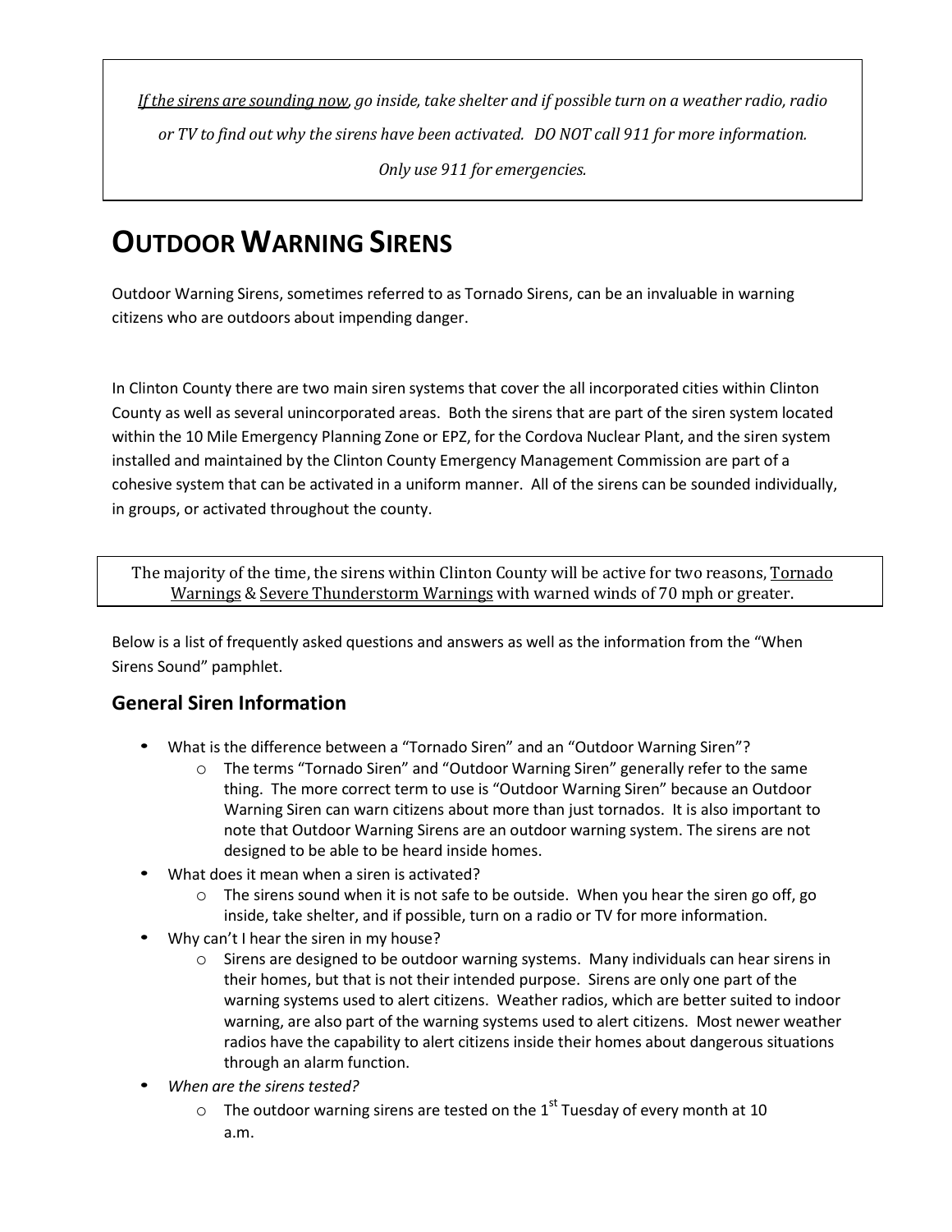*<u>If the sirens are sounding now</u>, go inside, take shelter and if possible turn on a weather radio, radio or TV to find out why the sirens have been activated. DO NOT call 911 for more information. Only use 911 for emergencies.*

# OUTDOOR WARNING SIRENS

Outdoor Warning Sirens, sometimes referred to as Tornado Sirens, can be an invaluable in warning citizens who are outdoors about impending danger.

In Clinton County there are two main siren systems that cover the all incorporated cities within Clinton County as well as several unincorporated areas. Both the sirens that are part of the siren system located within the 10 Mile Emergency Planning Zone or EPZ, for the Cordova Nuclear Plant, and the siren system installed and maintained by the Clinton County Emergency Management Commission are part of a cohesive system that can be activated in a uniform manner. All of the sirens can be sounded individually, in groups, or activated throughout the county.

The majority of the time, the sirens within Clinton County will be active for two reasons, <u>Tornado Warnings</u> & <u>Severe Thunderstorm Warnings</u> with warned winds of 70 mph or greater.

Below is a list of frequently asked questions and answers as well as the information from the "When Sirens Sound" pamphlet.

## General Siren Information

- What is the difference between a "Tornado Siren" and an "Outdoor Warning Siren"?
  - The terms "Tornado Siren" and "Outdoor Warning Siren" generally refer to the same thing. The more correct term to use is "Outdoor Warning Siren" because an Outdoor Warning Siren can warn citizens about more than just tornados. It is also important to note that Outdoor Warning Sirens are an outdoor warning system. The sirens are not designed to be able to be heard inside homes.
- What does it mean when a siren is activated?
  - The sirens sound when it is not safe to be outside. When you hear the siren go off, go inside, take shelter, and if possible, turn on a radio or TV for more information.
- Why can't I hear the siren in my house?
  - Sirens are designed to be outdoor warning systems. Many individuals can hear sirens in their homes, but that is not their intended purpose. Sirens are only one part of the warning systems used to alert citizens. Weather radios, which are better suited to indoor warning, are also part of the warning systems used to alert citizens. Most newer weather radios have the capability to alert citizens inside their homes about dangerous situations through an alarm function.
- *When are the sirens tested?*
  - The outdoor warning sirens are tested on the 1st Tuesday of every month at 10 a.m.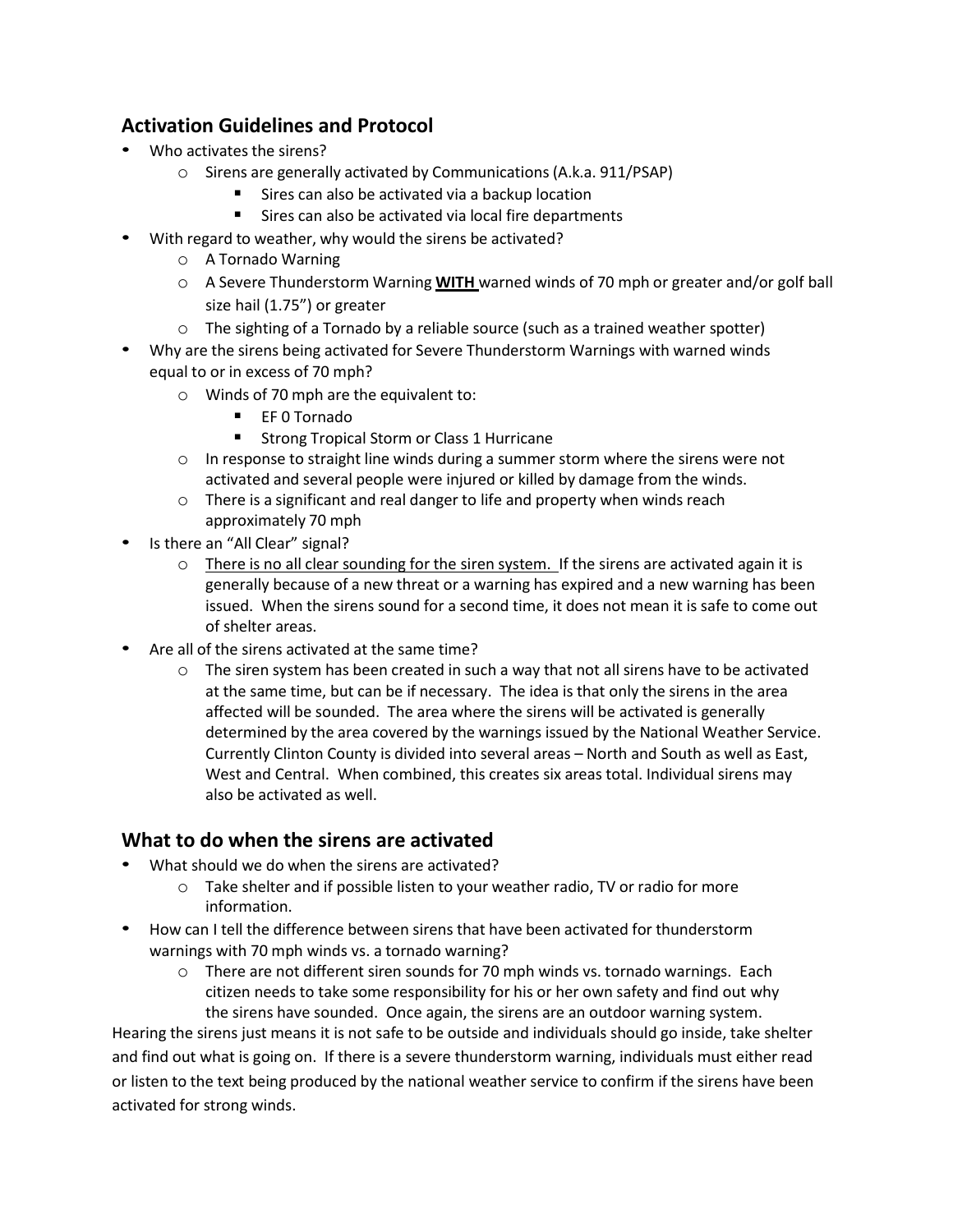## Activation Guidelines and Protocol

- Who activates the sirens?
  - Sirens are generally activated by Communications (A.k.a. 911/PSAP)
    - Sires can also be activated via a backup location
    - Sires can also be activated via local fire departments
- With regard to weather, why would the sirens be activated?
  - A Tornado Warning
  - A Severe Thunderstorm Warning <u>**WITH**</u> warned winds of 70 mph or greater and/or golf ball size hail (1.75") or greater
  - The sighting of a Tornado by a reliable source (such as a trained weather spotter)
- Why are the sirens being activated for Severe Thunderstorm Warnings with warned winds equal to or in excess of 70 mph?
  - Winds of 70 mph are the equivalent to:
    - EF 0 Tornado
    - Strong Tropical Storm or Class 1 Hurricane
  - In response to straight line winds during a summer storm where the sirens were not activated and several people were injured or killed by damage from the winds.
  - There is a significant and real danger to life and property when winds reach approximately 70 mph
- Is there an "All Clear" signal?
  - <u>There is no all clear sounding for the siren system.</u> If the sirens are activated again it is generally because of a new threat or a warning has expired and a new warning has been issued. When the sirens sound for a second time, it does not mean it is safe to come out of shelter areas.
- Are all of the sirens activated at the same time?
  - The siren system has been created in such a way that not all sirens have to be activated at the same time, but can be if necessary. The idea is that only the sirens in the area affected will be sounded. The area where the sirens will be activated is generally determined by the area covered by the warnings issued by the National Weather Service. Currently Clinton County is divided into several areas – North and South as well as East, West and Central. When combined, this creates six areas total. Individual sirens may also be activated as well.

## What to do when the sirens are activated

- What should we do when the sirens are activated?
  - Take shelter and if possible listen to your weather radio, TV or radio for more information.
- How can I tell the difference between sirens that have been activated for thunderstorm warnings with 70 mph winds vs. a tornado warning?
  - There are not different siren sounds for 70 mph winds vs. tornado warnings. Each citizen needs to take some responsibility for his or her own safety and find out why the sirens have sounded. Once again, the sirens are an outdoor warning system.

Hearing the sirens just means it is not safe to be outside and individuals should go inside, take shelter and find out what is going on. If there is a severe thunderstorm warning, individuals must either read or listen to the text being produced by the national weather service to confirm if the sirens have been activated for strong winds.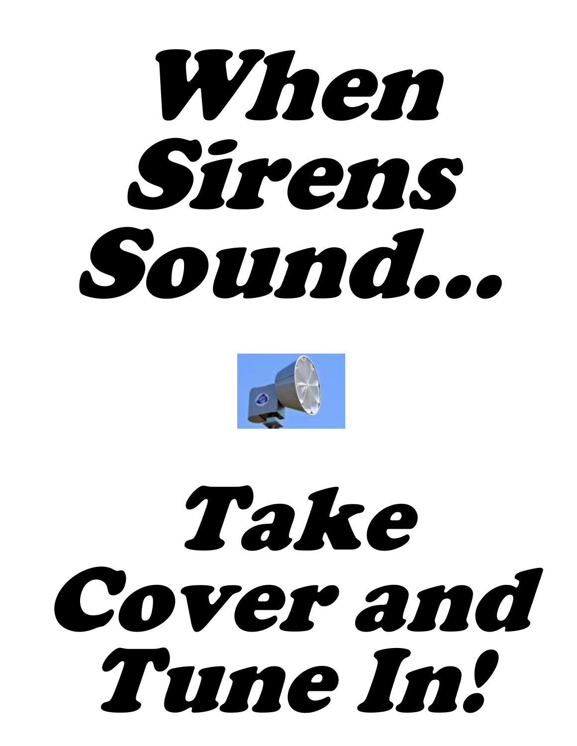# When Sirens Sound…

# Take Cover and Tune In!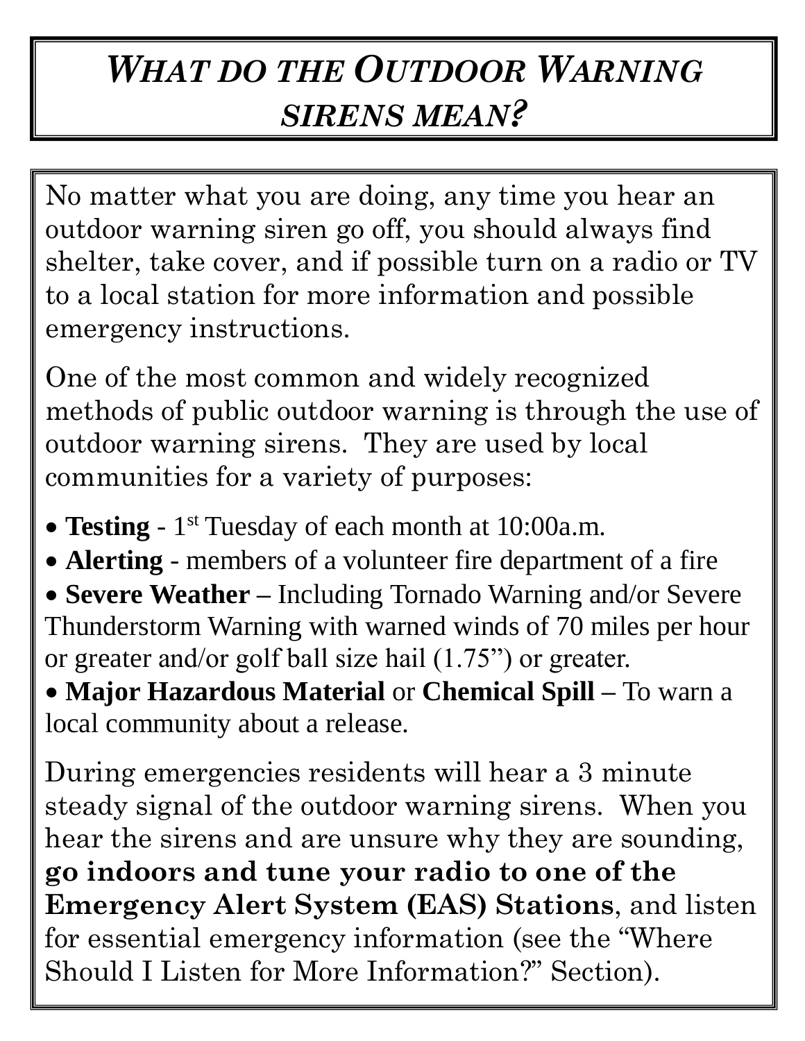# *What do the Outdoor Warning sirens mean?*

No matter what you are doing, any time you hear an outdoor warning siren go off, you should always find shelter, take cover, and if possible turn on a radio or TV to a local station for more information and possible emergency instructions.

One of the most common and widely recognized methods of public outdoor warning is through the use of outdoor warning sirens. They are used by local communities for a variety of purposes:

- **Testing** - 1st Tuesday of each month at 10:00a.m.
- **Alerting** - members of a volunteer fire department of a fire
- **Severe Weather** – Including Tornado Warning and/or Severe Thunderstorm Warning with warned winds of 70 miles per hour or greater and/or golf ball size hail (1.75") or greater.
- **Major Hazardous Material** or **Chemical Spill** – To warn a local community about a release.

During emergencies residents will hear a 3 minute steady signal of the outdoor warning sirens. When you hear the sirens and are unsure why they are sounding, **go indoors and tune your radio to one of the Emergency Alert System (EAS) Stations**, and listen for essential emergency information (see the "Where Should I Listen for More Information?" Section).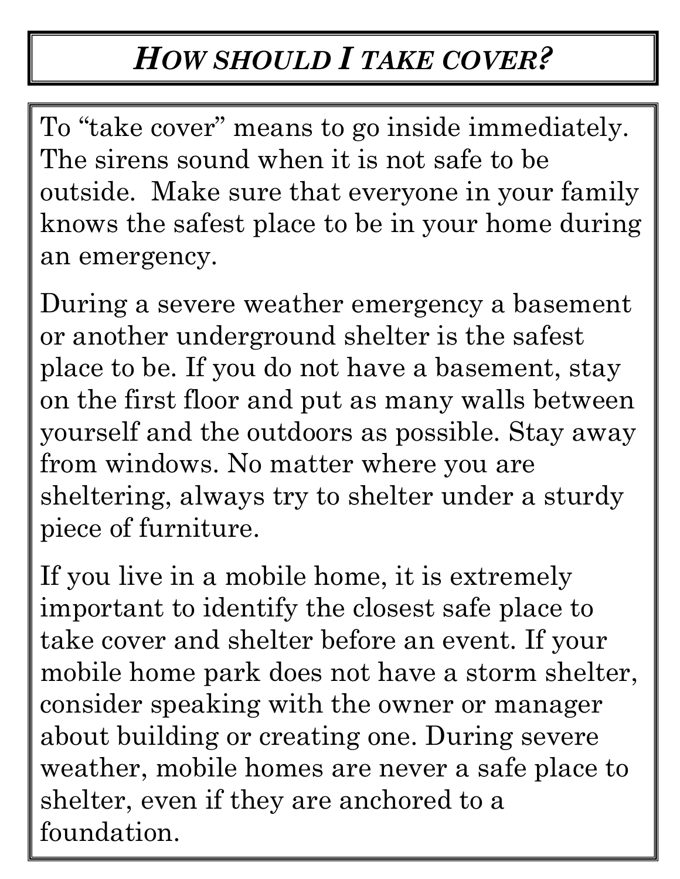# *HOW SHOULD I TAKE COVER?*

To “take cover” means to go inside immediately. The sirens sound when it is not safe to be outside. Make sure that everyone in your family knows the safest place to be in your home during an emergency.

During a severe weather emergency a basement or another underground shelter is the safest place to be. If you do not have a basement, stay on the first floor and put as many walls between yourself and the outdoors as possible. Stay away from windows. No matter where you are sheltering, always try to shelter under a sturdy piece of furniture.

If you live in a mobile home, it is extremely important to identify the closest safe place to take cover and shelter before an event. If your mobile home park does not have a storm shelter, consider speaking with the owner or manager about building or creating one. During severe weather, mobile homes are never a safe place to shelter, even if they are anchored to a foundation.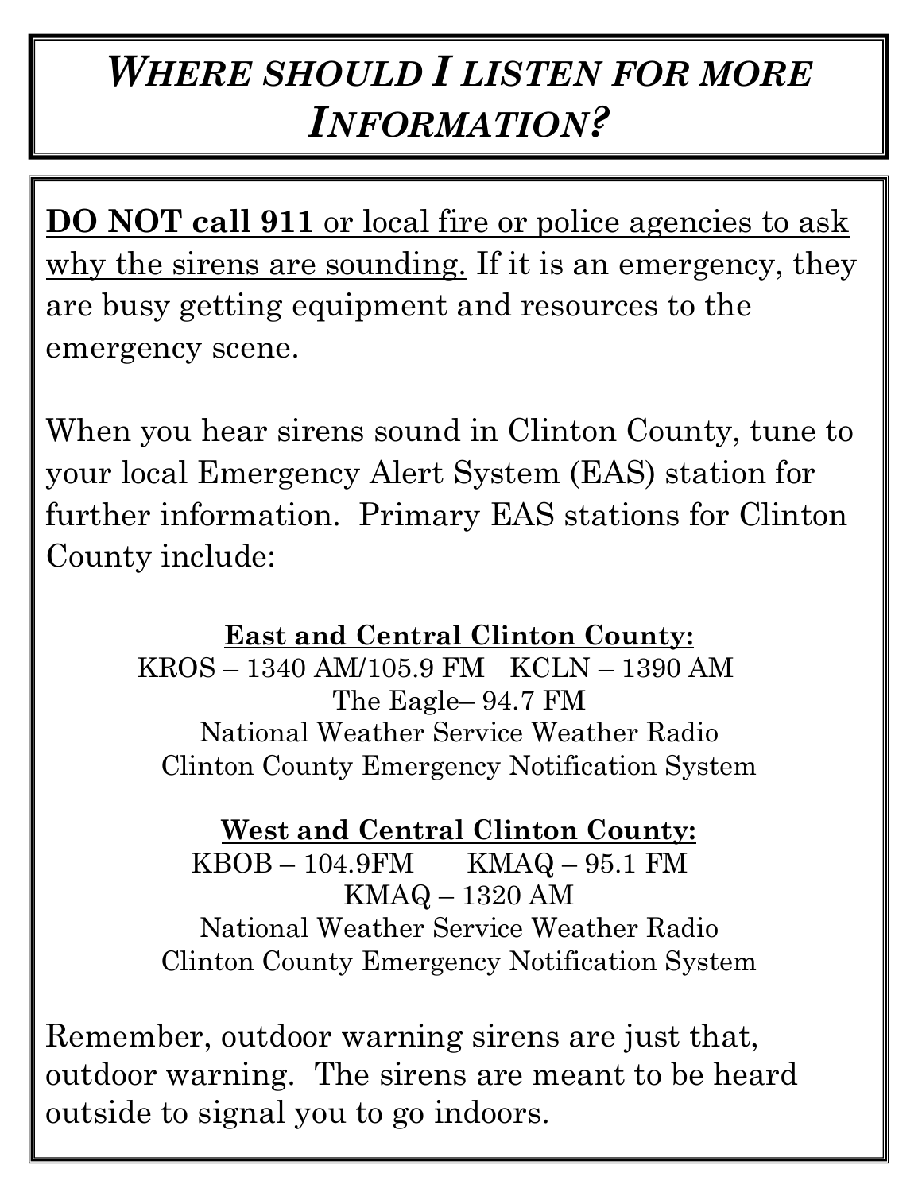# *Where should I listen for more Information?*

**DO NOT call 911** or local fire or police agencies to ask why the sirens are sounding. If it is an emergency, they are busy getting equipment and resources to the emergency scene.

When you hear sirens sound in Clinton County, tune to your local Emergency Alert System (EAS) station for further information. Primary EAS stations for Clinton County include:

**East and Central Clinton County:**

KROS – 1340 AM/105.9 FM KCLN – 1390 AM
The Eagle– 94.7 FM
National Weather Service Weather Radio
Clinton County Emergency Notification System

**West and Central Clinton County:**

KBOB – 104.9FM KMAQ – 95.1 FM
KMAQ – 1320 AM
National Weather Service Weather Radio
Clinton County Emergency Notification System

Remember, outdoor warning sirens are just that, outdoor warning. The sirens are meant to be heard outside to signal you to go indoors.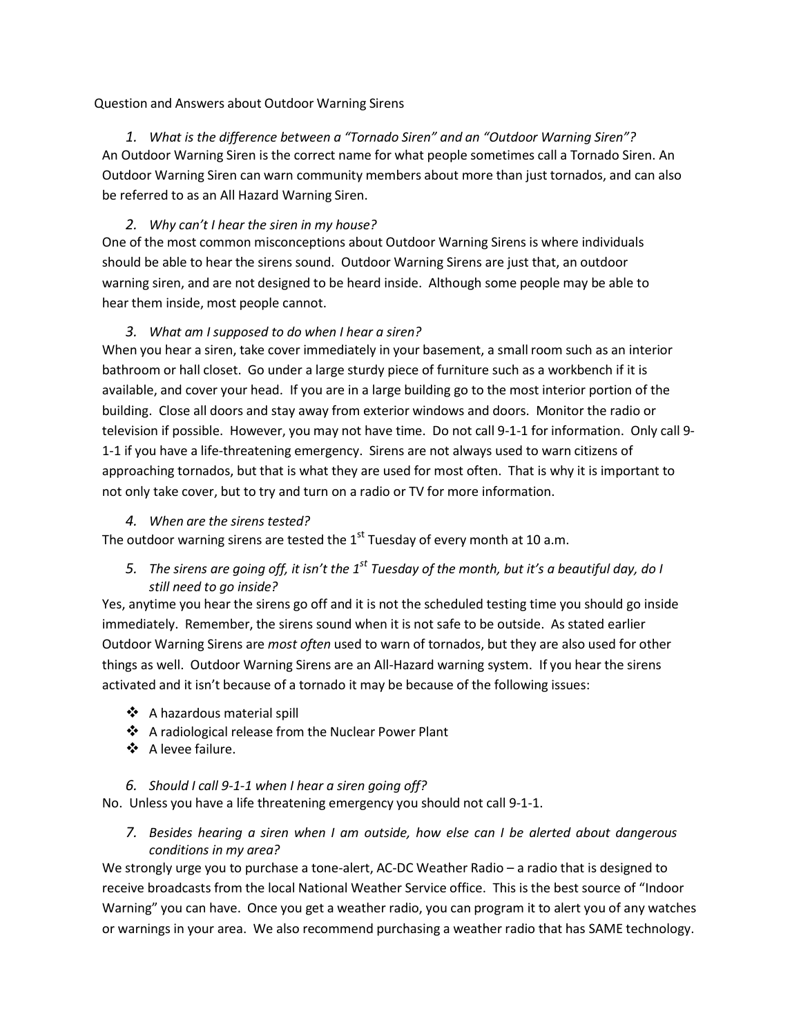Question and Answers about Outdoor Warning Sirens

1. *What is the difference between a "Tornado Siren" and an "Outdoor Warning Siren"?*

An Outdoor Warning Siren is the correct name for what people sometimes call a Tornado Siren. An Outdoor Warning Siren can warn community members about more than just tornados, and can also be referred to as an All Hazard Warning Siren.

2. *Why can't I hear the siren in my house?*

One of the most common misconceptions about Outdoor Warning Sirens is where individuals should be able to hear the sirens sound. Outdoor Warning Sirens are just that, an outdoor warning siren, and are not designed to be heard inside. Although some people may be able to hear them inside, most people cannot.

3. *What am I supposed to do when I hear a siren?*

When you hear a siren, take cover immediately in your basement, a small room such as an interior bathroom or hall closet. Go under a large sturdy piece of furniture such as a workbench if it is available, and cover your head. If you are in a large building go to the most interior portion of the building. Close all doors and stay away from exterior windows and doors. Monitor the radio or television if possible. However, you may not have time. Do not call 9-1-1 for information. Only call 9-1-1 if you have a life-threatening emergency. Sirens are not always used to warn citizens of approaching tornados, but that is what they are used for most often. That is why it is important to not only take cover, but to try and turn on a radio or TV for more information.

4. *When are the sirens tested?*

The outdoor warning sirens are tested the 1st Tuesday of every month at 10 a.m.

5. *The sirens are going off, it isn't the 1st Tuesday of the month, but it's a beautiful day, do I still need to go inside?*

Yes, anytime you hear the sirens go off and it is not the scheduled testing time you should go inside immediately. Remember, the sirens sound when it is not safe to be outside. As stated earlier Outdoor Warning Sirens are *most often* used to warn of tornados, but they are also used for other things as well. Outdoor Warning Sirens are an All-Hazard warning system. If you hear the sirens activated and it isn't because of a tornado it may be because of the following issues:

- A hazardous material spill
- A radiological release from the Nuclear Power Plant
- A levee failure.

6. *Should I call 9-1-1 when I hear a siren going off?*

No. Unless you have a life threatening emergency you should not call 9-1-1.

7. *Besides hearing a siren when I am outside, how else can I be alerted about dangerous conditions in my area?*

We strongly urge you to purchase a tone-alert, AC-DC Weather Radio – a radio that is designed to receive broadcasts from the local National Weather Service office. This is the best source of "Indoor Warning" you can have. Once you get a weather radio, you can program it to alert you of any watches or warnings in your area. We also recommend purchasing a weather radio that has SAME technology.